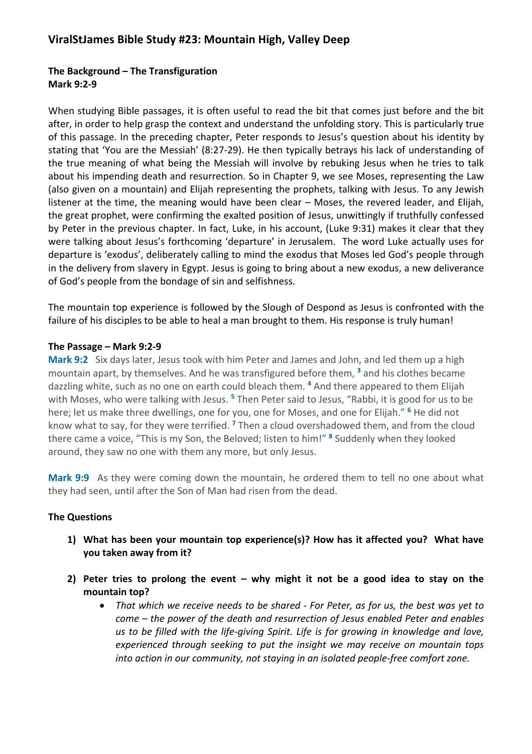# ViralStJames Bible Study #23: Mountain High, Valley Deep

**The Background – The Transfiguration**
**Mark 9:2-9**

When studying Bible passages, it is often useful to read the bit that comes just before and the bit after, in order to help grasp the context and understand the unfolding story. This is particularly true of this passage. In the preceding chapter, Peter responds to Jesus's question about his identity by stating that 'You are the Messiah' (8:27-29). He then typically betrays his lack of understanding of the true meaning of what being the Messiah will involve by rebuking Jesus when he tries to talk about his impending death and resurrection. So in Chapter 9, we see Moses, representing the Law (also given on a mountain) and Elijah representing the prophets, talking with Jesus. To any Jewish listener at the time, the meaning would have been clear – Moses, the revered leader, and Elijah, the great prophet, were confirming the exalted position of Jesus, unwittingly if truthfully confessed by Peter in the previous chapter. In fact, Luke, in his account, (Luke 9:31) makes it clear that they were talking about Jesus's forthcoming 'departure' in Jerusalem. The word Luke actually uses for departure is 'exodus', deliberately calling to mind the exodus that Moses led God's people through in the delivery from slavery in Egypt. Jesus is going to bring about a new exodus, a new deliverance of God's people from the bondage of sin and selfishness.

The mountain top experience is followed by the Slough of Despond as Jesus is confronted with the failure of his disciples to be able to heal a man brought to them. His response is truly human!

**The Passage – Mark 9:2-9**

**Mark 9:2** Six days later, Jesus took with him Peter and James and John, and led them up a high mountain apart, by themselves. And he was transfigured before them, [3] and his clothes became dazzling white, such as no one on earth could bleach them. [4] And there appeared to them Elijah with Moses, who were talking with Jesus. [5] Then Peter said to Jesus, "Rabbi, it is good for us to be here; let us make three dwellings, one for you, one for Moses, and one for Elijah." [6] He did not know what to say, for they were terrified. [7] Then a cloud overshadowed them, and from the cloud there came a voice, "This is my Son, the Beloved; listen to him!" [8] Suddenly when they looked around, they saw no one with them any more, but only Jesus.

**Mark 9:9** As they were coming down the mountain, he ordered them to tell no one about what they had seen, until after the Son of Man had risen from the dead.

**The Questions**

1) **What has been your mountain top experience(s)? How has it affected you? What have you taken away from it?**

2) **Peter tries to prolong the event – why might it not be a good idea to stay on the mountain top?**
   - *That which we receive needs to be shared - For Peter, as for us, the best was yet to come – the power of the death and resurrection of Jesus enabled Peter and enables us to be filled with the life-giving Spirit. Life is for growing in knowledge and love, experienced through seeking to put the insight we may receive on mountain tops into action in our community, not staying in an isolated people-free comfort zone.*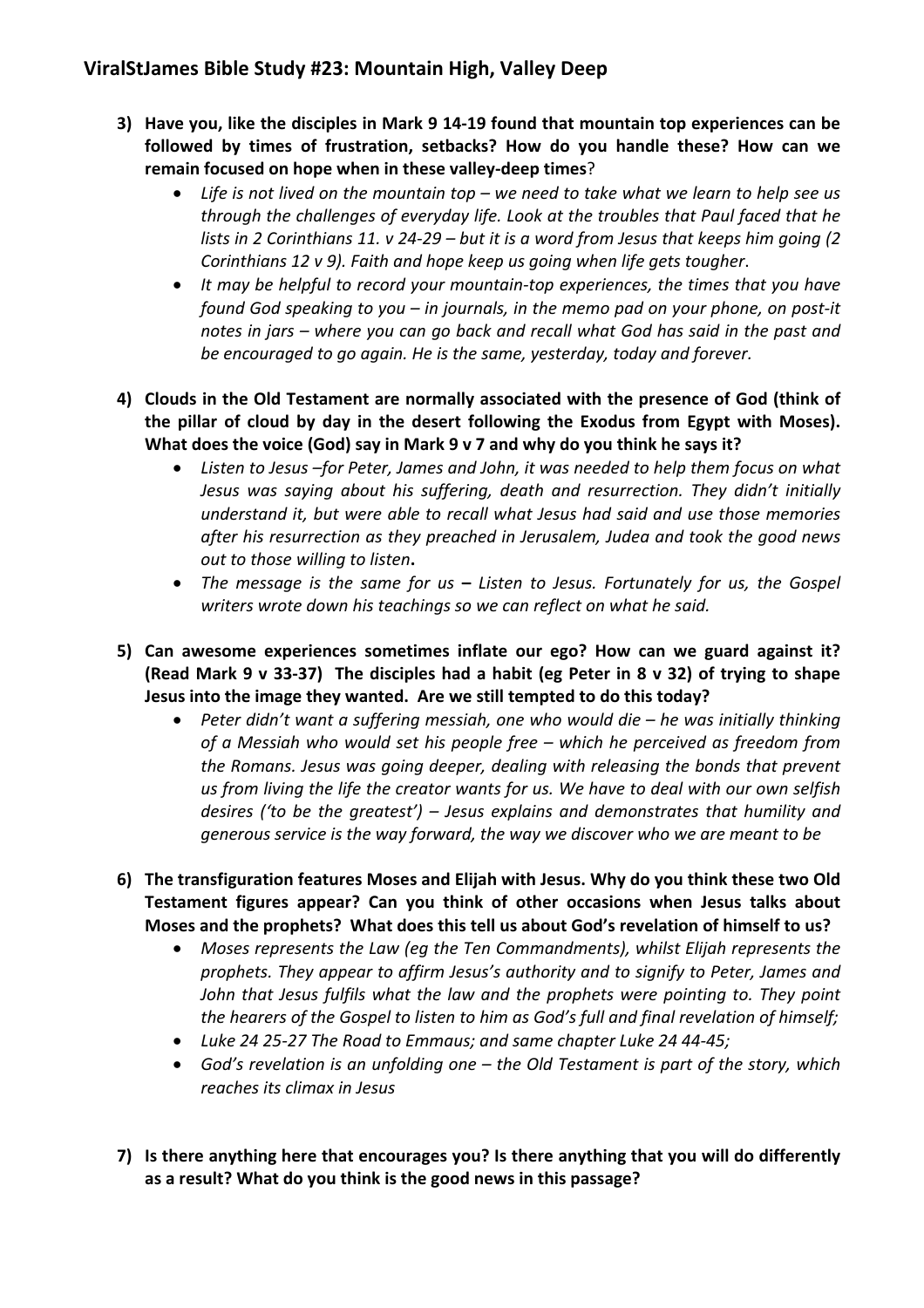## ViralStJames Bible Study #23: Mountain High, Valley Deep

3) **Have you, like the disciples in Mark 9 14-19 found that mountain top experiences can be followed by times of frustration, setbacks? How do you handle these? How can we remain focused on hope when in these valley-deep times**?
    - *Life is not lived on the mountain top – we need to take what we learn to help see us through the challenges of everyday life. Look at the troubles that Paul faced that he lists in 2 Corinthians 11. v 24-29 – but it is a word from Jesus that keeps him going (2 Corinthians 12 v 9). Faith and hope keep us going when life gets tougher*.
    - *It may be helpful to record your mountain-top experiences, the times that you have found God speaking to you – in journals, in the memo pad on your phone, on post-it notes in jars – where you can go back and recall what God has said in the past and be encouraged to go again. He is the same, yesterday, today and forever.*

4) **Clouds in the Old Testament are normally associated with the presence of God (think of the pillar of cloud by day in the desert following the Exodus from Egypt with Moses). What does the voice (God) say in Mark 9 v 7 and why do you think he says it?**
    - *Listen to Jesus –for Peter, James and John, it was needed to help them focus on what Jesus was saying about his suffering, death and resurrection. They didn't initially understand it, but were able to recall what Jesus had said and use those memories after his resurrection as they preached in Jerusalem, Judea and took the good news out to those willing to listen***.**
    - *The message is the same for us* **–** *Listen to Jesus. Fortunately for us, the Gospel writers wrote down his teachings so we can reflect on what he said.*

5) **Can awesome experiences sometimes inflate our ego? How can we guard against it? (Read Mark 9 v 33-37) The disciples had a habit (eg Peter in 8 v 32) of trying to shape Jesus into the image they wanted. Are we still tempted to do this today?**
    - *Peter didn't want a suffering messiah, one who would die – he was initially thinking of a Messiah who would set his people free – which he perceived as freedom from the Romans. Jesus was going deeper, dealing with releasing the bonds that prevent us from living the life the creator wants for us. We have to deal with our own selfish desires ('to be the greatest') – Jesus explains and demonstrates that humility and generous service is the way forward, the way we discover who we are meant to be*

6) **The transfiguration features Moses and Elijah with Jesus. Why do you think these two Old Testament figures appear? Can you think of other occasions when Jesus talks about Moses and the prophets? What does this tell us about God's revelation of himself to us?**
    - *Moses represents the Law (eg the Ten Commandments), whilst Elijah represents the prophets. They appear to affirm Jesus's authority and to signify to Peter, James and John that Jesus fulfils what the law and the prophets were pointing to. They point the hearers of the Gospel to listen to him as God's full and final revelation of himself;*
    - *Luke 24 25-27 The Road to Emmaus; and same chapter Luke 24 44-45;*
    - *God's revelation is an unfolding one – the Old Testament is part of the story, which reaches its climax in Jesus*

7) **Is there anything here that encourages you? Is there anything that you will do differently as a result? What do you think is the good news in this passage?**